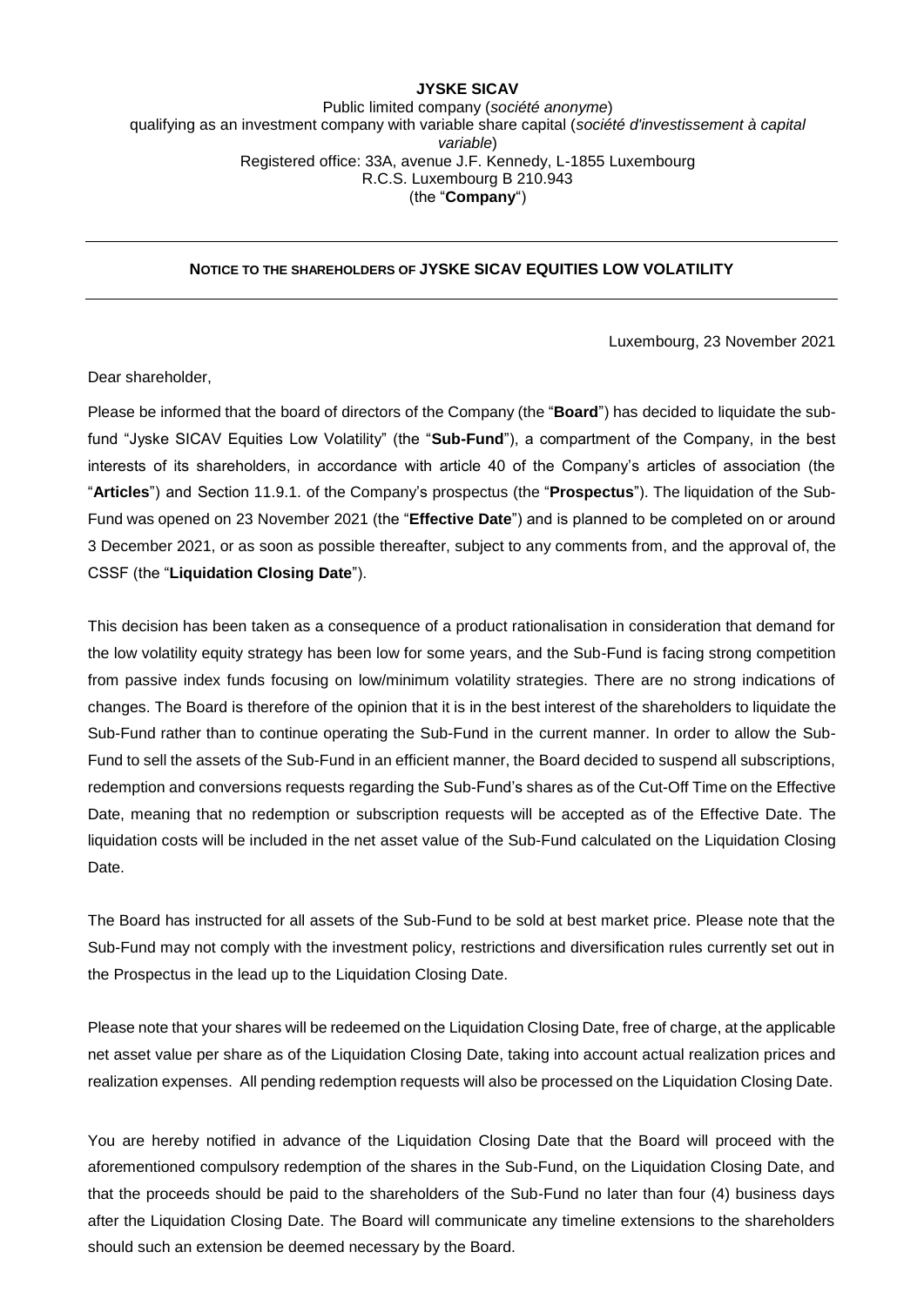**JYSKE SICAV**

Public limited company (*société anonyme*)
qualifying as an investment company with variable share capital (*société d'investissement à capital variable*)
Registered office: 33A, avenue J.F. Kennedy, L-1855 Luxembourg
R.C.S. Luxembourg B 210.943
(the "**Company**")

---

**NOTICE TO THE SHAREHOLDERS OF JYSKE SICAV EQUITIES LOW VOLATILITY**

---

Luxembourg, 23 November 2021

Dear shareholder,

Please be informed that the board of directors of the Company (the "**Board**") has decided to liquidate the sub-fund "Jyske SICAV Equities Low Volatility" (the "**Sub-Fund**"), a compartment of the Company, in the best interests of its shareholders, in accordance with article 40 of the Company's articles of association (the "**Articles**") and Section 11.9.1. of the Company's prospectus (the "**Prospectus**"). The liquidation of the Sub-Fund was opened on 23 November 2021 (the "**Effective Date**") and is planned to be completed on or around 3 December 2021, or as soon as possible thereafter, subject to any comments from, and the approval of, the CSSF (the "**Liquidation Closing Date**").

This decision has been taken as a consequence of a product rationalisation in consideration that demand for the low volatility equity strategy has been low for some years, and the Sub-Fund is facing strong competition from passive index funds focusing on low/minimum volatility strategies. There are no strong indications of changes. The Board is therefore of the opinion that it is in the best interest of the shareholders to liquidate the Sub-Fund rather than to continue operating the Sub-Fund in the current manner. In order to allow the Sub-Fund to sell the assets of the Sub-Fund in an efficient manner, the Board decided to suspend all subscriptions, redemption and conversions requests regarding the Sub-Fund's shares as of the Cut-Off Time on the Effective Date, meaning that no redemption or subscription requests will be accepted as of the Effective Date. The liquidation costs will be included in the net asset value of the Sub-Fund calculated on the Liquidation Closing Date.

The Board has instructed for all assets of the Sub-Fund to be sold at best market price. Please note that the Sub-Fund may not comply with the investment policy, restrictions and diversification rules currently set out in the Prospectus in the lead up to the Liquidation Closing Date.

Please note that your shares will be redeemed on the Liquidation Closing Date, free of charge, at the applicable net asset value per share as of the Liquidation Closing Date, taking into account actual realization prices and realization expenses. All pending redemption requests will also be processed on the Liquidation Closing Date.

You are hereby notified in advance of the Liquidation Closing Date that the Board will proceed with the aforementioned compulsory redemption of the shares in the Sub-Fund, on the Liquidation Closing Date, and that the proceeds should be paid to the shareholders of the Sub-Fund no later than four (4) business days after the Liquidation Closing Date. The Board will communicate any timeline extensions to the shareholders should such an extension be deemed necessary by the Board.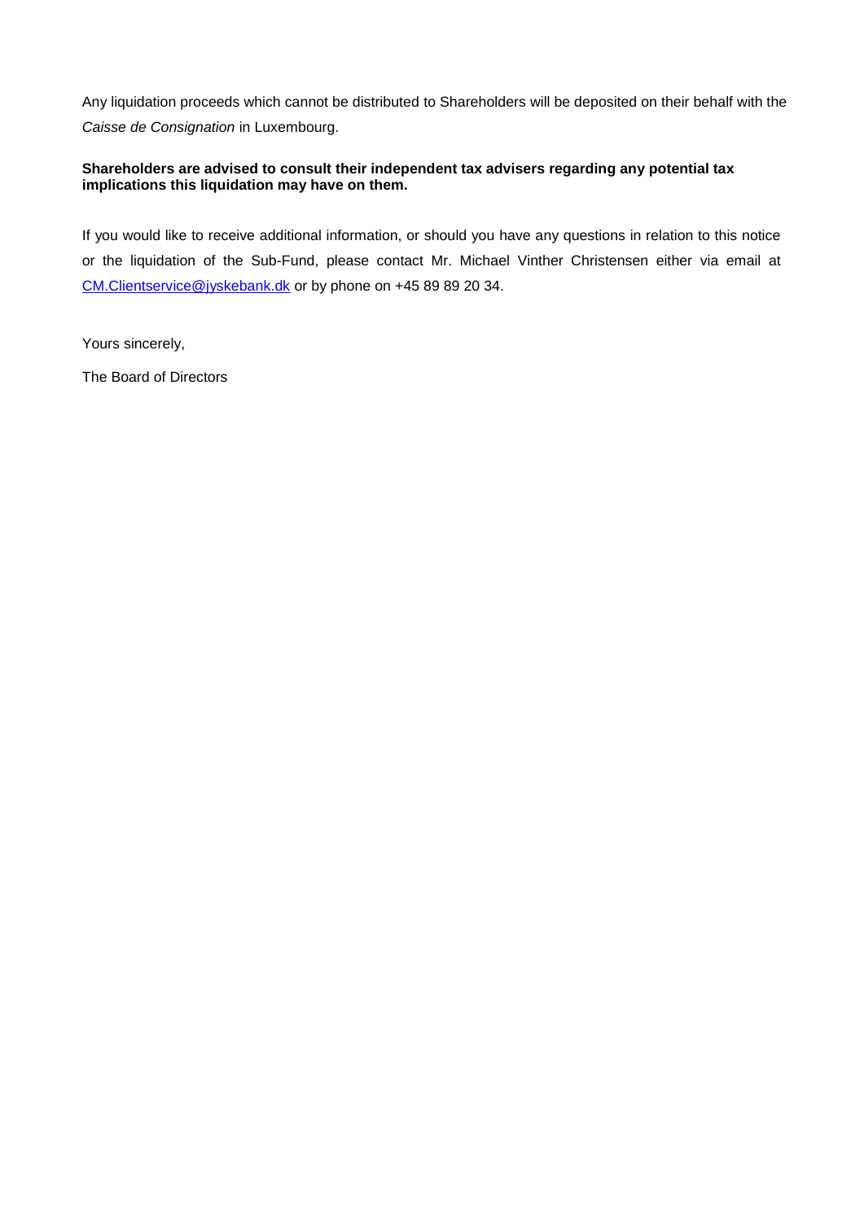Any liquidation proceeds which cannot be distributed to Shareholders will be deposited on their behalf with the *Caisse de Consignation* in Luxembourg.

**Shareholders are advised to consult their independent tax advisers regarding any potential tax implications this liquidation may have on them.**

If you would like to receive additional information, or should you have any questions in relation to this notice or the liquidation of the Sub-Fund, please contact Mr. Michael Vinther Christensen either via email at CM.Clientservice@jyskebank.dk or by phone on +45 89 89 20 34.

Yours sincerely,

The Board of Directors